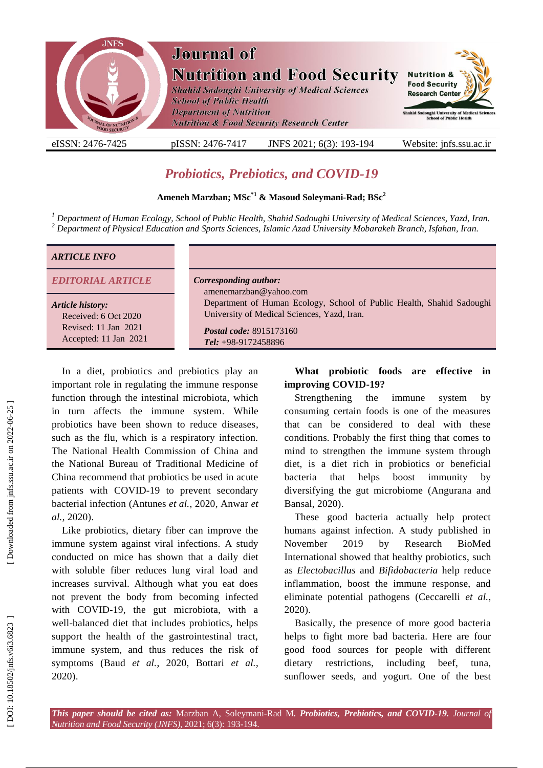# Probiotics, Prebiotics, and COVID-19

**Ameneh Marzban; MSc*[1] & Masoud Soleymani-Rad; BSc[2]**

[1] *Department of Human Ecology, School of Public Health, Shahid Sadoughi University of Medical Sciences, Yazd, Iran.*
[2] *Department of Physical Education and Sports Sciences, Islamic Azad University Mobarakeh Branch, Isfahan, Iran.*

| ***ARTICLE INFO*** | |
|---|---|
| ***EDITORIAL ARTICLE*** | ***Corresponding author:*** amenemarzban@yahoo.com Department of Human Ecology, School of Public Health, Shahid Sadoughi University of Medical Sciences, Yazd, Iran. |
| ***Article history:*** Received: 6 Oct 2020 Revised: 11 Jan 2021 Accepted: 11 Jan 2021 | ***Postal code:*** 8915173160 ***Tel:*** +98-9172458896 |

In a diet, probiotics and prebiotics play an important role in regulating the immune response function through the intestinal microbiota, which in turn affects the immune system. While probiotics have been shown to reduce diseases, such as the flu, which is a respiratory infection. The National Health Commission of China and the National Bureau of Traditional Medicine of China recommend that probiotics be used in acute patients with COVID-19 to prevent secondary bacterial infection (Antunes *et al.*, 2020, Anwar *et al.*, 2020).

Like probiotics, dietary fiber can improve the immune system against viral infections. A study conducted on mice has shown that a daily diet with soluble fiber reduces lung viral load and increases survival. Although what you eat does not prevent the body from becoming infected with COVID-19, the gut microbiota, with a well-balanced diet that includes probiotics, helps support the health of the gastrointestinal tract, immune system, and thus reduces the risk of symptoms (Baud *et al.*, 2020, Bottari *et al.*, 2020).

**What probiotic foods are effective in improving COVID-19?**

Strengthening the immune system by consuming certain foods is one of the measures that can be considered to deal with these conditions. Probably the first thing that comes to mind to strengthen the immune system through diet, is a diet rich in probiotics or beneficial bacteria that helps boost immunity by diversifying the gut microbiome (Angurana and Bansal, 2020).

These good bacteria actually help protect humans against infection. A study published in November 2019 by Research BioMed International showed that healthy probiotics, such as *Electobacillus* and *Bifidobacteria* help reduce inflammation, boost the immune response, and eliminate potential pathogens (Ceccarelli *et al.*, 2020).

Basically, the presence of more good bacteria helps to fight more bad bacteria. Here are four good food sources for people with different dietary restrictions, including beef, tuna, sunflower seeds, and yogurt. One of the best

***This paper should be cited as:*** Marzban A, Soleymani-Rad M. ***Probiotics, Prebiotics, and COVID-19.*** *Journal of Nutrition and Food Security (JNFS),* 2021; 6(3): 193-194.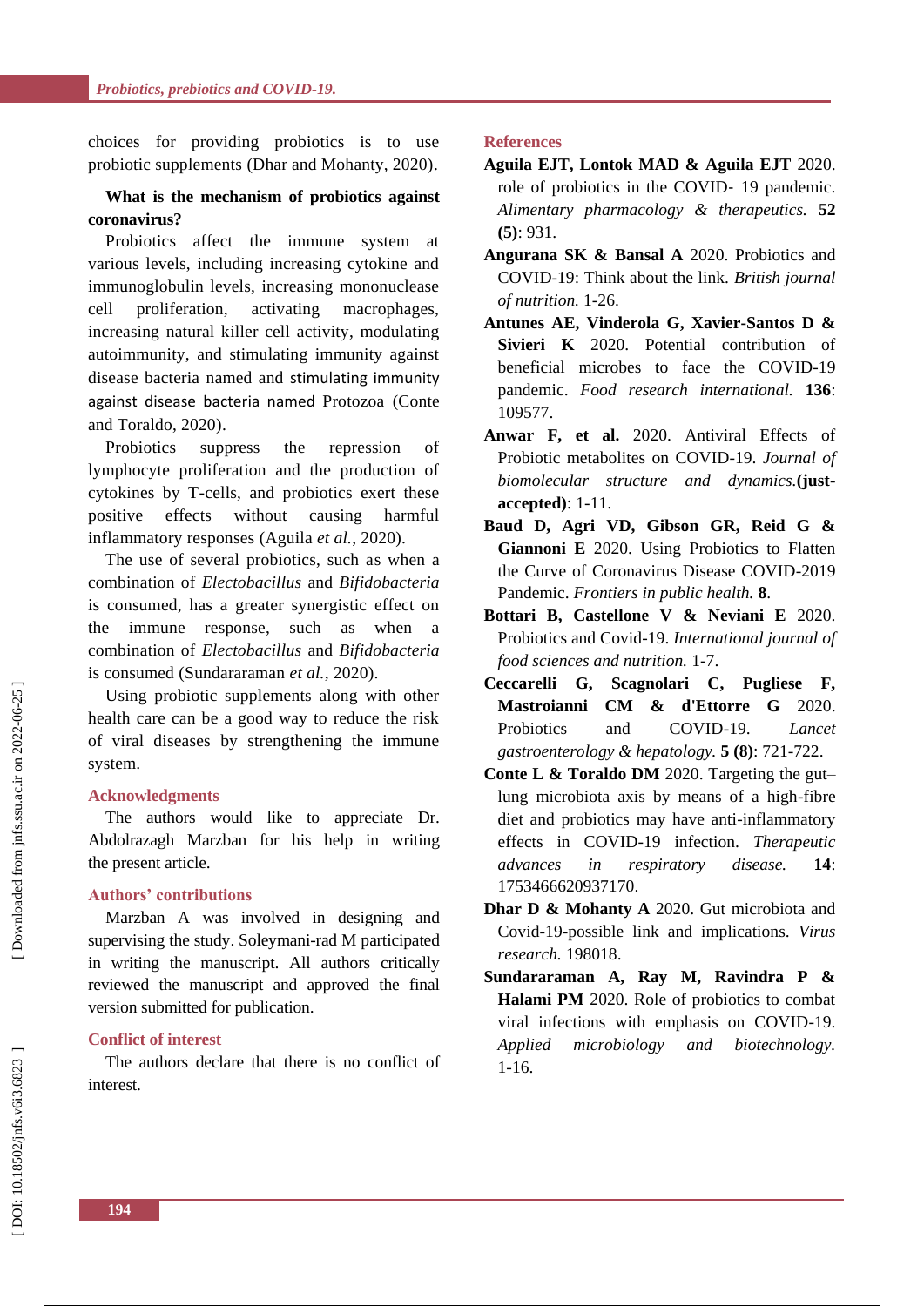choices for providing probiotics is to use probiotic supplements (Dhar and Mohanty, 2020).

**What is the mechanism of probiotics against coronavirus?**

Probiotics affect the immune system at various levels, including increasing cytokine and immunoglobulin levels, increasing mononuclease cell proliferation, activating macrophages, increasing natural killer cell activity, modulating autoimmunity, and stimulating immunity against disease bacteria named and stimulating immunity against disease bacteria named Protozoa (Conte and Toraldo, 2020).

Probiotics suppress the repression of lymphocyte proliferation and the production of cytokines by T-cells, and probiotics exert these positive effects without causing harmful inflammatory responses (Aguila *et al.*, 2020).

The use of several probiotics, such as when a combination of *Electobacillus* and *Bifidobacteria* is consumed, has a greater synergistic effect on the immune response, such as when a combination of *Electobacillus* and *Bifidobacteria* is consumed (Sundararaman *et al.*, 2020).

Using probiotic supplements along with other health care can be a good way to reduce the risk of viral diseases by strengthening the immune system.

## Acknowledgments

The authors would like to appreciate Dr. Abdolrazagh Marzban for his help in writing the present article.

## Authors' contributions

Marzban A was involved in designing and supervising the study. Soleymani-rad M participated in writing the manuscript. All authors critically reviewed the manuscript and approved the final version submitted for publication.

## Conflict of interest

The authors declare that there is no conflict of interest.

## References

**Aguila EJT, Lontok MAD & Aguila EJT** 2020. role of probiotics in the COVID- 19 pandemic. *Alimentary pharmacology & therapeutics.* **52 (5)**: 931.

**Angurana SK & Bansal A** 2020. Probiotics and COVID-19: Think about the link. *British journal of nutrition.* 1-26.

**Antunes AE, Vinderola G, Xavier-Santos D & Sivieri K** 2020. Potential contribution of beneficial microbes to face the COVID-19 pandemic. *Food research international.* **136**: 109577.

**Anwar F, et al.** 2020. Antiviral Effects of Probiotic metabolites on COVID-19. *Journal of biomolecular structure and dynamics.***(just-accepted)**: 1-11.

**Baud D, Agri VD, Gibson GR, Reid G & Giannoni E** 2020. Using Probiotics to Flatten the Curve of Coronavirus Disease COVID-2019 Pandemic. *Frontiers in public health.* **8**.

**Bottari B, Castellone V & Neviani E** 2020. Probiotics and Covid-19. *International journal of food sciences and nutrition.* 1-7.

**Ceccarelli G, Scagnolari C, Pugliese F, Mastroianni CM & d'Ettorre G** 2020. Probiotics and COVID-19. *Lancet gastroenterology & hepatology.* **5 (8)**: 721-722.

**Conte L & Toraldo DM** 2020. Targeting the gut–lung microbiota axis by means of a high-fibre diet and probiotics may have anti-inflammatory effects in COVID-19 infection. *Therapeutic advances in respiratory disease.* **14**: 1753466620937170.

**Dhar D & Mohanty A** 2020. Gut microbiota and Covid-19-possible link and implications. *Virus research.* 198018.

**Sundararaman A, Ray M, Ravindra P & Halami PM** 2020. Role of probiotics to combat viral infections with emphasis on COVID-19. *Applied microbiology and biotechnology.* 1-16.